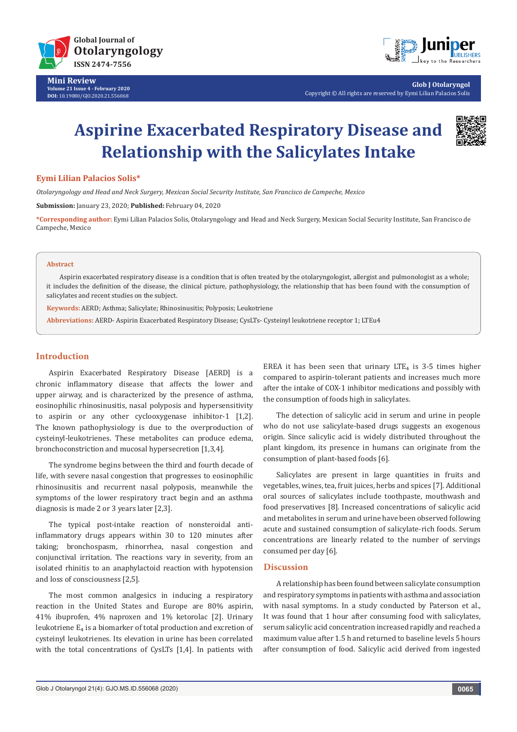Mini Review

# Aspirine Exacerbated Respiratory Disease and Relationship with the Salicylates Intake

**Eymi Lilian Palacios Solis***

*Otolaryngology and Head and Neck Surgery, Mexican Social Security Institute, San Francisco de Campeche, Mexico*

**Submission:** January 23, 2020; **Published:** February 04, 2020

***Corresponding author:** Eymi Lilian Palacios Solis, Otolaryngology and Head and Neck Surgery, Mexican Social Security Institute, San Francisco de Campeche, Mexico

### Abstract

Aspirin exacerbated respiratory disease is a condition that is often treated by the otolaryngologist, allergist and pulmonologist as a whole; it includes the definition of the disease, the clinical picture, pathophysiology, the relationship that has been found with the consumption of salicylates and recent studies on the subject.

**Keywords:** AERD; Asthma; Salicylate; Rhinosinusitis; Polyposis; Leukotriene

**Abbreviations:** AERD- Aspirin Exacerbated Respiratory Disease; CysLTs- Cysteinyl leukotriene receptor 1; LTEu4

## Introduction

Aspirin Exacerbated Respiratory Disease [AERD] is a chronic inflammatory disease that affects the lower and upper airway, and is characterized by the presence of asthma, eosinophilic rhinosinusitis, nasal polyposis and hypersensitivity to aspirin or any other cyclooxygenase inhibitor-1 [1,2]. The known pathophysiology is due to the overproduction of cysteinyl-leukotrienes. These metabolites can produce edema, bronchoconstriction and mucosal hypersecretion [1,3,4].

The syndrome begins between the third and fourth decade of life, with severe nasal congestion that progresses to eosinophilic rhinosinusitis and recurrent nasal polyposis, meanwhile the symptoms of the lower respiratory tract begin and an asthma diagnosis is made 2 or 3 years later [2,3].

The typical post-intake reaction of nonsteroidal anti-inflammatory drugs appears within 30 to 120 minutes after taking; bronchospasm, rhinorrhea, nasal congestion and conjunctival irritation. The reactions vary in severity, from an isolated rhinitis to an anaphylactoid reaction with hypotension and loss of consciousness [2,5].

The most common analgesics in inducing a respiratory reaction in the United States and Europe are 80% aspirin, 41% ibuprofen, 4% naproxen and 1% ketorolac [2]. Urinary leukotriene $E_4$ is a biomarker of total production and excretion of cysteinyl leukotrienes. Its elevation in urine has been correlated with the total concentrations of CysLTs [1,4]. In patients with EREA it has been seen that urinary $LTE_4$ is 3-5 times higher compared to aspirin-tolerant patients and increases much more after the intake of COX-1 inhibitor medications and possibly with the consumption of foods high in salicylates.

The detection of salicylic acid in serum and urine in people who do not use salicylate-based drugs suggests an exogenous origin. Since salicylic acid is widely distributed throughout the plant kingdom, its presence in humans can originate from the consumption of plant-based foods [6].

Salicylates are present in large quantities in fruits and vegetables, wines, tea, fruit juices, herbs and spices [7]. Additional oral sources of salicylates include toothpaste, mouthwash and food preservatives [8]. Increased concentrations of salicylic acid and metabolites in serum and urine have been observed following acute and sustained consumption of salicylate-rich foods. Serum concentrations are linearly related to the number of servings consumed per day [6].

## Discussion

A relationship has been found between salicylate consumption and respiratory symptoms in patients with asthma and association with nasal symptoms. In a study conducted by Paterson et al., It was found that 1 hour after consuming food with salicylates, serum salicylic acid concentration increased rapidly and reached a maximum value after 1.5 h and returned to baseline levels 5 hours after consumption of food. Salicylic acid derived from ingested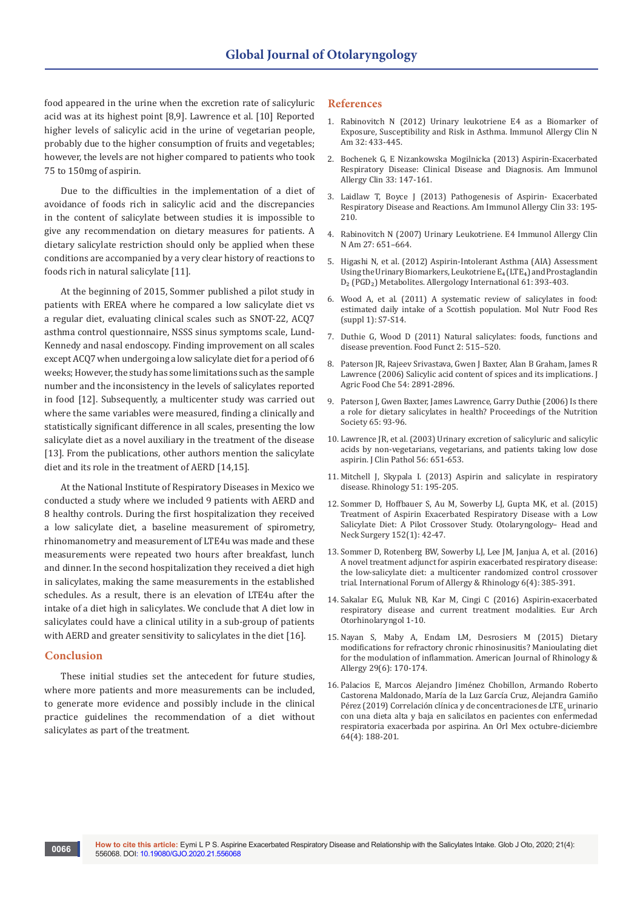food appeared in the urine when the excretion rate of salicyluric acid was at its highest point [8,9]. Lawrence et al. [10] Reported higher levels of salicylic acid in the urine of vegetarian people, probably due to the higher consumption of fruits and vegetables; however, the levels are not higher compared to patients who took 75 to 150mg of aspirin.

Due to the difficulties in the implementation of a diet of avoidance of foods rich in salicylic acid and the discrepancies in the content of salicylate between studies it is impossible to give any recommendation on dietary measures for patients. A dietary salicylate restriction should only be applied when these conditions are accompanied by a very clear history of reactions to foods rich in natural salicylate [11].

At the beginning of 2015, Sommer published a pilot study in patients with EREA where he compared a low salicylate diet vs a regular diet, evaluating clinical scales such as SNOT-22, ACQ7 asthma control questionnaire, NSSS sinus symptoms scale, Lund-Kennedy and nasal endoscopy. Finding improvement on all scales except ACQ7 when undergoing a low salicylate diet for a period of 6 weeks; However, the study has some limitations such as the sample number and the inconsistency in the levels of salicylates reported in food [12]. Subsequently, a multicenter study was carried out where the same variables were measured, finding a clinically and statistically significant difference in all scales, presenting the low salicylate diet as a novel auxiliary in the treatment of the disease [13]. From the publications, other authors mention the salicylate diet and its role in the treatment of AERD [14,15].

At the National Institute of Respiratory Diseases in Mexico we conducted a study where we included 9 patients with AERD and 8 healthy controls. During the first hospitalization they received a low salicylate diet, a baseline measurement of spirometry, rhinomanometry and measurement of LTE4u was made and these measurements were repeated two hours after breakfast, lunch and dinner. In the second hospitalization they received a diet high in salicylates, making the same measurements in the established schedules. As a result, there is an elevation of LTE4u after the intake of a diet high in salicylates. We conclude that A diet low in salicylates could have a clinical utility in a sub-group of patients with AERD and greater sensitivity to salicylates in the diet [16].

## Conclusion

These initial studies set the antecedent for future studies, where more patients and more measurements can be included, to generate more evidence and possibly include in the clinical practice guidelines the recommendation of a diet without salicylates as part of the treatment.

## References

1. Rabinovitch N (2012) Urinary leukotriene E4 as a Biomarker of Exposure, Susceptibility and Risk in Asthma. Immunol Allergy Clin N Am 32: 433-445.
2. Bochenek G, E Nizankowska Mogilnicka (2013) Aspirin-Exacerbated Respiratory Disease: Clinical Disease and Diagnosis. Am Immunol Allergy Clin 33: 147-161.
3. Laidlaw T, Boyce J (2013) Pathogenesis of Aspirin- Exacerbated Respiratory Disease and Reactions. Am Immunol Allergy Clin 33: 195-210.
4. Rabinovitch N (2007) Urinary Leukotriene. E4 Immunol Allergy Clin N Am 27: 651–664.
5. Higashi N, et al. (2012) Aspirin-Intolerant Asthma (AIA) Assessment Using the Urinary Biomarkers, Leukotriene $E_4$ ($LTE_4$) and Prostaglandin $D_2$ ($PGD_2$) Metabolites. Allergology International 61: 393-403.
6. Wood A, et al. (2011) A systematic review of salicylates in food: estimated daily intake of a Scottish population. Mol Nutr Food Res (suppl 1): S7-S14.
7. Duthie G, Wood D (2011) Natural salicylates: foods, functions and disease prevention. Food Funct 2: 515–520.
8. Paterson JR, Rajeev Srivastava, Gwen J Baxter, Alan B Graham, James R Lawrence (2006) Salicylic acid content of spices and its implications. J Agric Food Che 54: 2891-2896.
9. Paterson J, Gwen Baxter, James Lawrence, Garry Duthie (2006) Is there a role for dietary salicylates in health? Proceedings of the Nutrition Society 65: 93-96.
10. Lawrence JR, et al. (2003) Urinary excretion of salicyluric and salicylic acids by non-vegetarians, vegetarians, and patients taking low dose aspirin. J Clin Pathol 56: 651-653.
11. Mitchell J, Skypala I. (2013) Aspirin and salicylate in respiratory disease. Rhinology 51: 195-205.
12. Sommer D, Hoffbauer S, Au M, Sowerby LJ, Gupta MK, et al. (2015) Treatment of Aspirin Exacerbated Respiratory Disease with a Low Salicylate Diet: A Pilot Crossover Study. Otolaryngology– Head and Neck Surgery 152(1): 42-47.
13. Sommer D, Rotenberg BW, Sowerby LJ, Lee JM, Janjua A, et al. (2016) A novel treatment adjunct for aspirin exacerbated respiratory disease: the low-salicylate diet: a multicenter randomized control crossover trial. International Forum of Allergy & Rhinology 6(4): 385-391.
14. Sakalar EG, Muluk NB, Kar M, Cingi C (2016) Aspirin-exacerbated respiratory disease and current treatment modalities. Eur Arch Otorhinolaryngol 1-10.
15. Nayan S, Maby A, Endam LM, Desrosiers M (2015) Dietary modifications for refractory chronic rhinosinusitis? Manioulating diet for the modulation of inflammation. American Journal of Rhinology & Allergy 29(6): 170-174.
16. Palacios E, Marcos Alejandro Jiménez Chobillon, Armando Roberto Castorena Maldonado, María de la Luz García Cruz, Alejandra Gamiño Pérez (2019) Correlación clínica y de concentraciones de $LTE_4$ urinario con una dieta alta y baja en salicilatos en pacientes con enfermedad respiratoria exacerbada por aspirina. An Orl Mex octubre-diciembre 64(4): 188-201.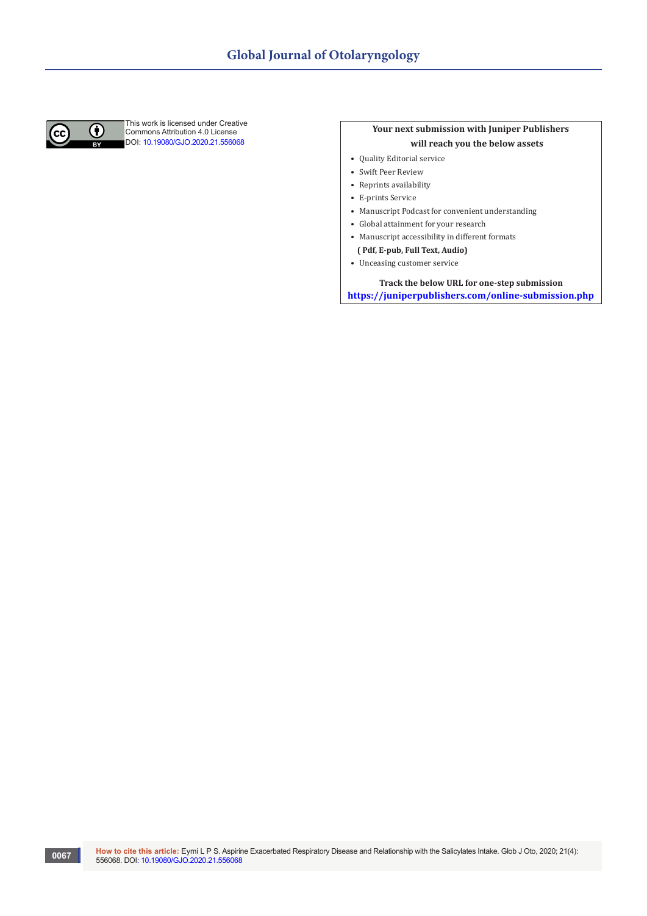This work is licensed under Creative Commons Attribution 4.0 License
DOI: 10.19080/GJO.2020.21.556068

**Your next submission with Juniper Publishers will reach you the below assets**

- Quality Editorial service
- Swift Peer Review
- Reprints availability
- E-prints Service
- Manuscript Podcast for convenient understanding
- Global attainment for your research
- Manuscript accessibility in different formats

**( Pdf, E-pub, Full Text, Audio)**

- Unceasing customer service

**Track the below URL for one-step submission**
**https://juniperpublishers.com/online-submission.php**

**How to cite this article:** Eymi L P S. Aspirine Exacerbated Respiratory Disease and Relationship with the Salicylates Intake. Glob J Oto, 2020; 21(4): 556068. DOI: 10.19080/GJO.2020.21.556068